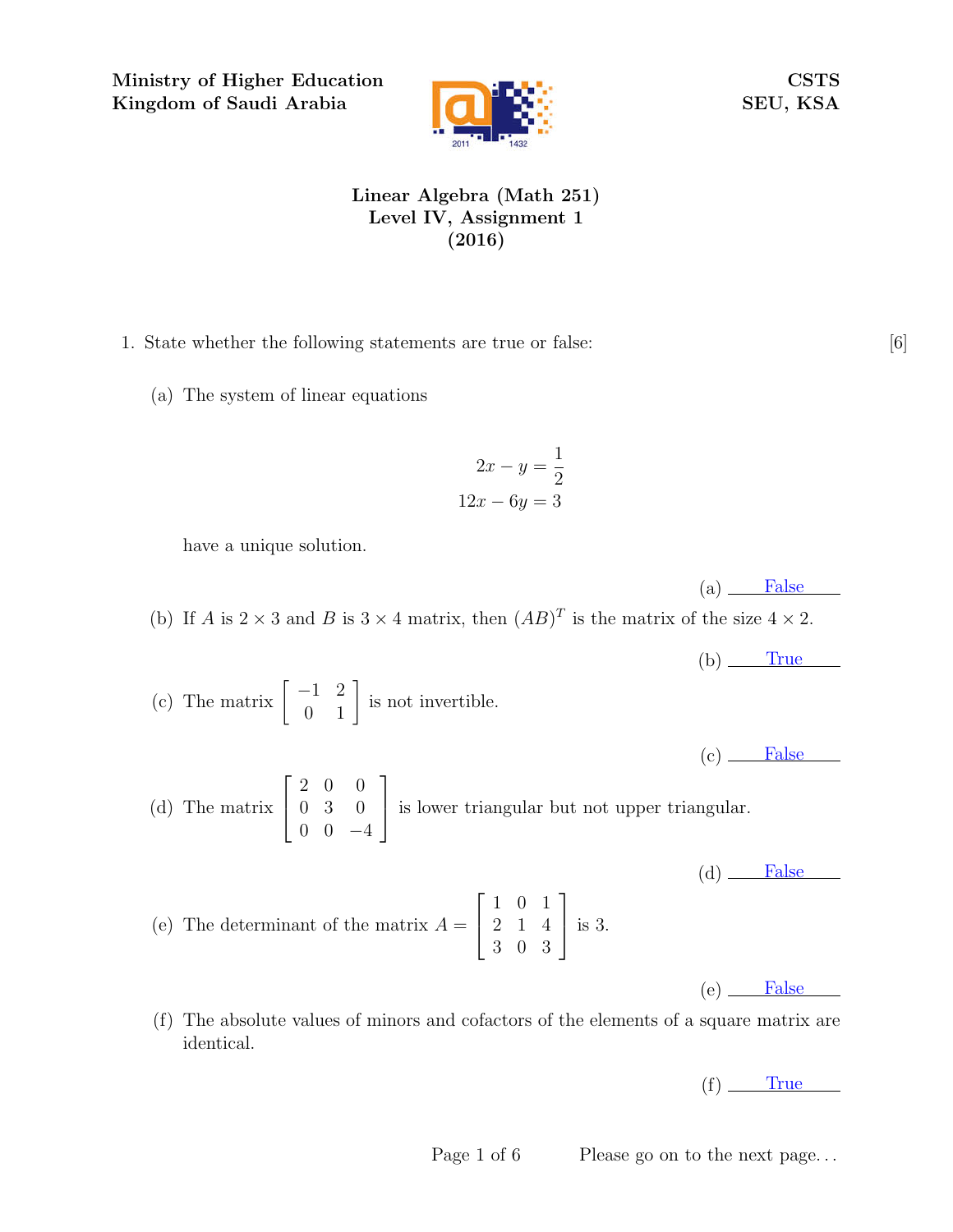Ministry of Higher Education
Kingdom of Saudi Arabia

CSTS
SEU, KSA

# Linear Algebra (Math 251)
## Level IV, Assignment 1
## (2016)

1. State whether the following statements are true or false: [6]

   (a) The system of linear equations

   $$2x - y = \frac{1}{2}$$
   $$12x - 6y = 3$$

   have a unique solution.

   (a) False

   (b) If $A$ is $2 \times 3$ and $B$ is $3 \times 4$ matrix, then $(AB)^T$ is the matrix of the size $4 \times 2$.

   (b) True

   (c) The matrix $\begin{bmatrix} -1 & 2 \\ 0 & 1 \end{bmatrix}$ is not invertible.

   (c) False

   (d) The matrix $\begin{bmatrix} 2 & 0 & 0 \\ 0 & 3 & 0 \\ 0 & 0 & -4 \end{bmatrix}$ is lower triangular but not upper triangular.

   (d) False

   (e) The determinant of the matrix $A = \begin{bmatrix} 1 & 0 & 1 \\ 2 & 1 & 4 \\ 3 & 0 & 3 \end{bmatrix}$ is 3.

   (e) False

   (f) The absolute values of minors and cofactors of the elements of a square matrix are identical.

   (f) True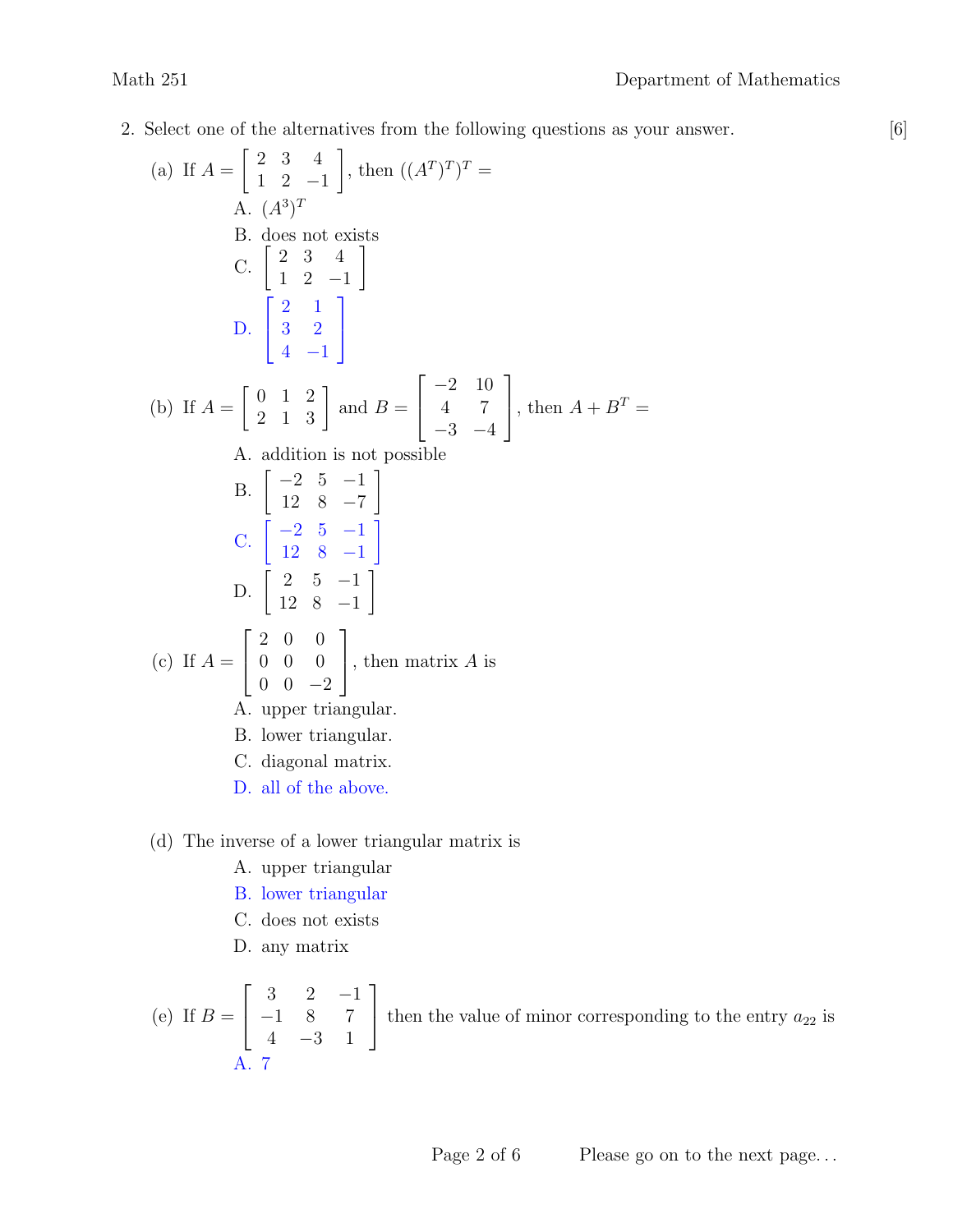2. Select one of the alternatives from the following questions as your answer. [6]

(a) If $A = \begin{bmatrix} 2 & 3 & 4 \\ 1 & 2 & -1 \end{bmatrix}$, then $((A^T)^T)^T =$

A. $(A^3)^T$

B. does not exists

C. $\begin{bmatrix} 2 & 3 & 4 \\ 1 & 2 & -1 \end{bmatrix}$

D. $\begin{bmatrix} 2 & 1 \\ 3 & 2 \\ 4 & -1 \end{bmatrix}$

(b) If $A = \begin{bmatrix} 0 & 1 & 2 \\ 2 & 1 & 3 \end{bmatrix}$ and $B = \begin{bmatrix} -2 & 10 \\ 4 & 7 \\ -3 & -4 \end{bmatrix}$, then $A + B^T =$

A. addition is not possible

B. $\begin{bmatrix} -2 & 5 & -1 \\ 12 & 8 & -7 \end{bmatrix}$

C. $\begin{bmatrix} -2 & 5 & -1 \\ 12 & 8 & -1 \end{bmatrix}$

D. $\begin{bmatrix} 2 & 5 & -1 \\ 12 & 8 & -1 \end{bmatrix}$

(c) If $A = \begin{bmatrix} 2 & 0 & 0 \\ 0 & 0 & 0 \\ 0 & 0 & -2 \end{bmatrix}$, then matrix $A$ is

A. upper triangular.

B. lower triangular.

C. diagonal matrix.

D. all of the above.

(d) The inverse of a lower triangular matrix is

A. upper triangular

B. lower triangular

C. does not exists

D. any matrix

(e) If $B = \begin{bmatrix} 3 & 2 & -1 \\ -1 & 8 & 7 \\ 4 & -3 & 1 \end{bmatrix}$ then the value of minor corresponding to the entry $a_{22}$ is

A. 7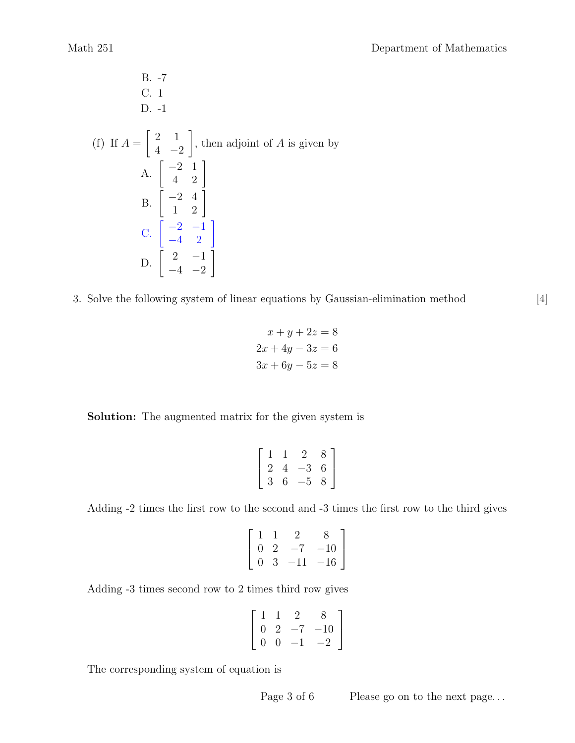B. -7

C. 1

D. -1

(f) If $A = \begin{bmatrix} 2 & 1 \\ 4 & -2 \end{bmatrix}$, then adjoint of $A$ is given by

A. $\begin{bmatrix} -2 & 1 \\ 4 & 2 \end{bmatrix}$

B. $\begin{bmatrix} -2 & 4 \\ 1 & 2 \end{bmatrix}$

C. $\begin{bmatrix} -2 & -1 \\ -4 & 2 \end{bmatrix}$

D. $\begin{bmatrix} 2 & -1 \\ -4 & -2 \end{bmatrix}$

3. Solve the following system of linear equations by Gaussian-elimination method [4]

$$\begin{aligned} x + y + 2z &= 8 \\ 2x + 4y - 3z &= 6 \\ 3x + 6y - 5z &= 8 \end{aligned}$$

**Solution:** The augmented matrix for the given system is

$$\begin{bmatrix} 1 & 1 & 2 & 8 \\ 2 & 4 & -3 & 6 \\ 3 & 6 & -5 & 8 \end{bmatrix}$$

Adding -2 times the first row to the second and -3 times the first row to the third gives

$$\begin{bmatrix} 1 & 1 & 2 & 8 \\ 0 & 2 & -7 & -10 \\ 0 & 3 & -11 & -16 \end{bmatrix}$$

Adding -3 times second row to 2 times third row gives

$$\begin{bmatrix} 1 & 1 & 2 & 8 \\ 0 & 2 & -7 & -10 \\ 0 & 0 & -1 & -2 \end{bmatrix}$$

The corresponding system of equation is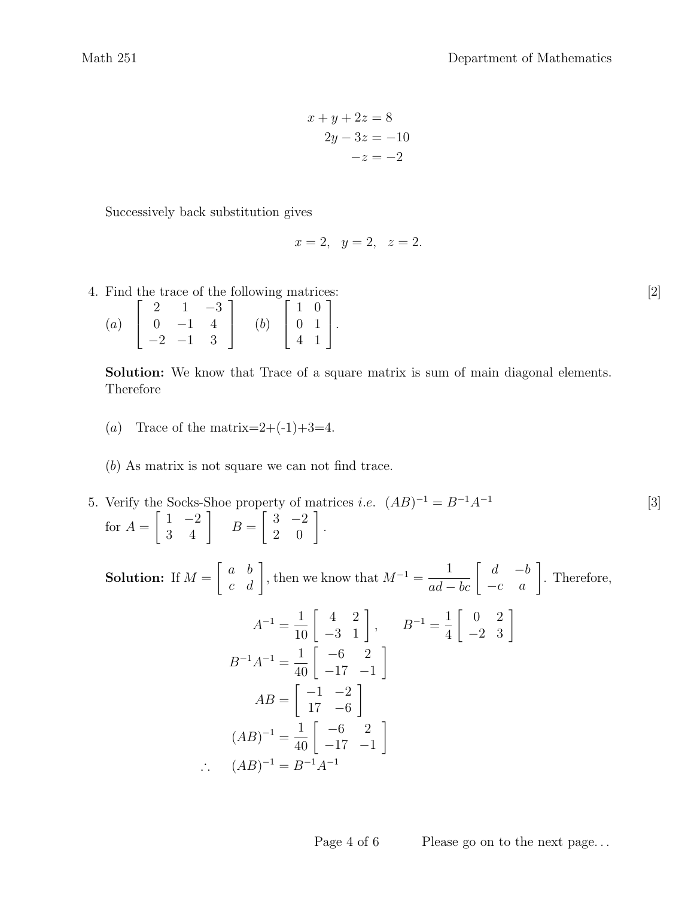$$
\begin{aligned}
x + y + 2z &= 8 \\
2y - 3z &= -10 \\
-z &= -2
\end{aligned}
$$

Successively back substitution gives

$$
x = 2, \quad y = 2, \quad z = 2.
$$

4. Find the trace of the following matrices: [2]

$(a)$ $\begin{bmatrix} 2 & 1 & -3 \\ 0 & -1 & 4 \\ -2 & -1 & 3 \end{bmatrix}$ $\quad (b)$ $\begin{bmatrix} 1 & 0 \\ 0 & 1 \\ 4 & 1 \end{bmatrix}$.

**Solution:** We know that Trace of a square matrix is sum of main diagonal elements. Therefore

$(a)$ Trace of the matrix=2+(-1)+3=4.

$(b)$ As matrix is not square we can not find trace.

5. Verify the Socks-Shoe property of matrices *i.e.* $(AB)^{-1} = B^{-1}A^{-1}$ [3]

for $A = \begin{bmatrix} 1 & -2 \\ 3 & 4 \end{bmatrix}$ $\quad B = \begin{bmatrix} 3 & -2 \\ 2 & 0 \end{bmatrix}$.

**Solution:** If $M = \begin{bmatrix} a & b \\ c & d \end{bmatrix}$, then we know that $M^{-1} = \dfrac{1}{ad - bc} \begin{bmatrix} d & -b \\ -c & a \end{bmatrix}$. Therefore,

$$
\begin{aligned}
A^{-1} &= \frac{1}{10} \begin{bmatrix} 4 & 2 \\ -3 & 1 \end{bmatrix}, \qquad B^{-1} = \frac{1}{4} \begin{bmatrix} 0 & 2 \\ -2 & 3 \end{bmatrix} \\
B^{-1}A^{-1} &= \frac{1}{40} \begin{bmatrix} -6 & 2 \\ -17 & -1 \end{bmatrix} \\
AB &= \begin{bmatrix} -1 & -2 \\ 17 & -6 \end{bmatrix} \\
(AB)^{-1} &= \frac{1}{40} \begin{bmatrix} -6 & 2 \\ -17 & -1 \end{bmatrix} \\
\therefore \quad (AB)^{-1} &= B^{-1}A^{-1}
\end{aligned}
$$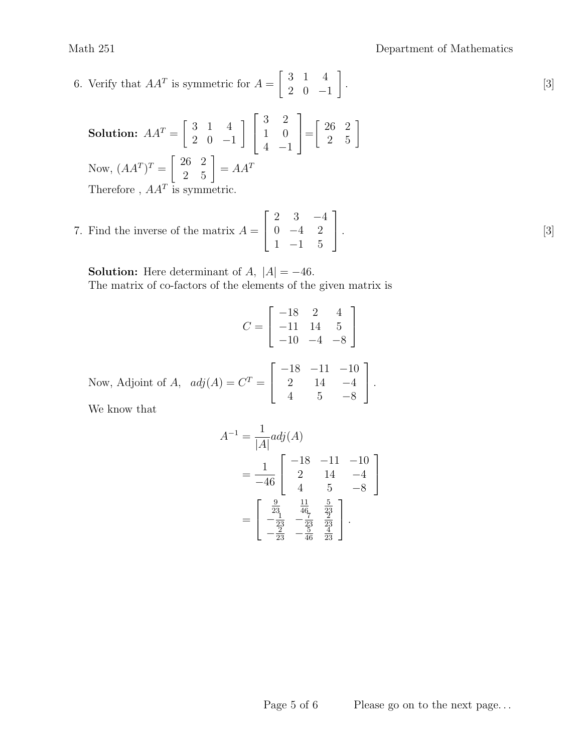6. Verify that $AA^T$ is symmetric for $A = \begin{bmatrix} 3 & 1 & 4 \\ 2 & 0 & -1 \end{bmatrix}$. [3]

**Solution:** $AA^T = \begin{bmatrix} 3 & 1 & 4 \\ 2 & 0 & -1 \end{bmatrix} \begin{bmatrix} 3 & 2 \\ 1 & 0 \\ 4 & -1 \end{bmatrix} = \begin{bmatrix} 26 & 2 \\ 2 & 5 \end{bmatrix}$

Now, $(AA^T)^T = \begin{bmatrix} 26 & 2 \\ 2 & 5 \end{bmatrix} = AA^T$

Therefore , $AA^T$ is symmetric.

7. Find the inverse of the matrix $A = \begin{bmatrix} 2 & 3 & -4 \\ 0 & -4 & 2 \\ 1 & -1 & 5 \end{bmatrix}$. [3]

**Solution:** Here determinant of $A$, $|A| = -46$.

The matrix of co-factors of the elements of the given matrix is

$$C = \begin{bmatrix} -18 & 2 & 4 \\ -11 & 14 & 5 \\ -10 & -4 & -8 \end{bmatrix}$$

Now, Adjoint of $A$, $adj(A) = C^T = \begin{bmatrix} -18 & -11 & -10 \\ 2 & 14 & -4 \\ 4 & 5 & -8 \end{bmatrix}$.

We know that

$$\begin{aligned} A^{-1} &= \frac{1}{|A|} adj(A) \\ &= \frac{1}{-46} \begin{bmatrix} -18 & -11 & -10 \\ 2 & 14 & -4 \\ 4 & 5 & -8 \end{bmatrix} \\ &= \begin{bmatrix} \frac{9}{23} & \frac{11}{46} & \frac{5}{23} \\ -\frac{1}{23} & -\frac{7}{23} & \frac{2}{23} \\ -\frac{2}{23} & -\frac{5}{46} & \frac{4}{23} \end{bmatrix}. \end{aligned}$$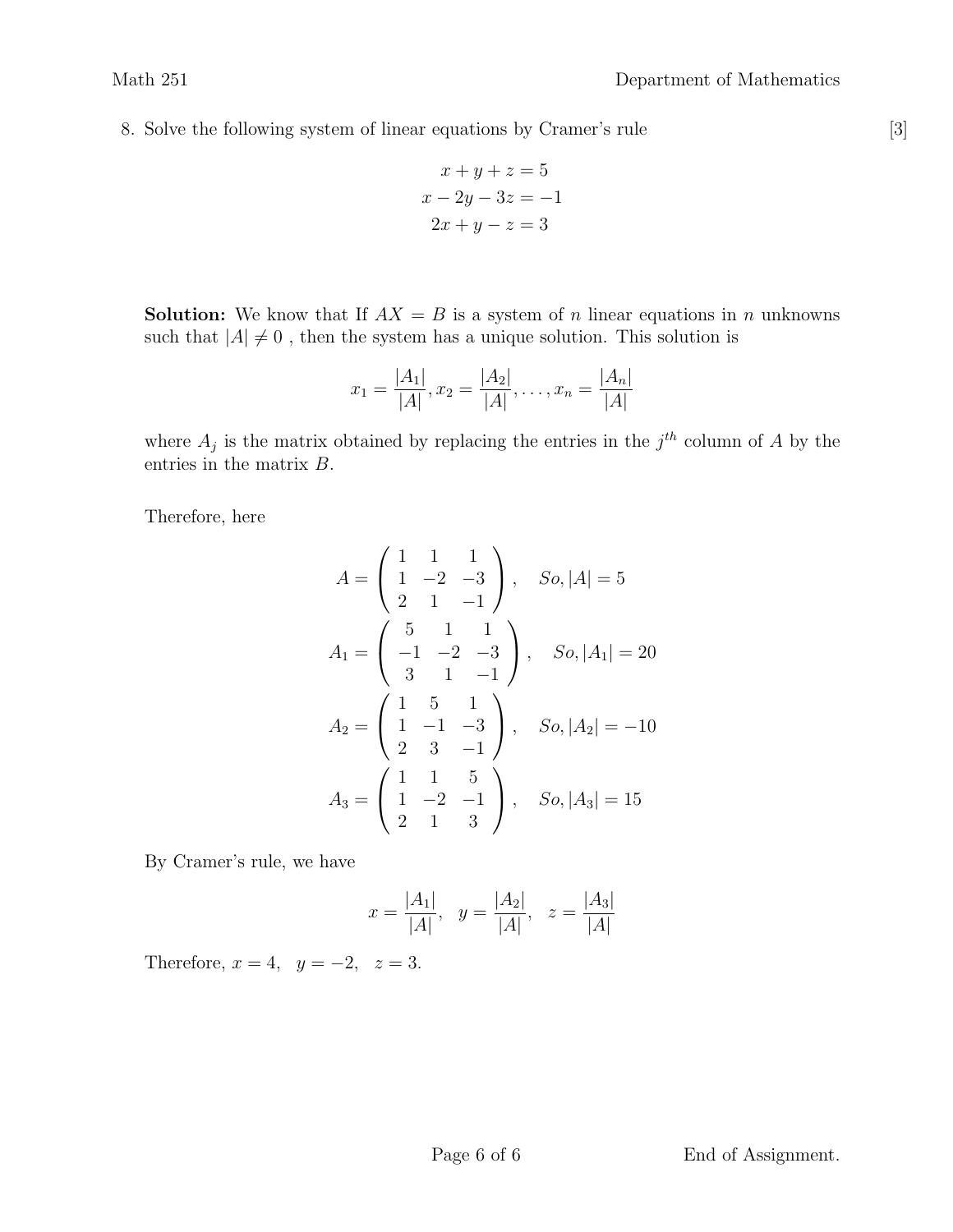8. Solve the following system of linear equations by Cramer's rule [3]

$$
\begin{aligned}
x + y + z &= 5 \\
x - 2y - 3z &= -1 \\
2x + y - z &= 3
\end{aligned}
$$

**Solution:** We know that If $AX = B$ is a system of $n$ linear equations in $n$ unknowns such that $|A| \neq 0$ , then the system has a unique solution. This solution is

$$
x_1 = \frac{|A_1|}{|A|}, x_2 = \frac{|A_2|}{|A|}, \ldots, x_n = \frac{|A_n|}{|A|}
$$

where $A_j$ is the matrix obtained by replacing the entries in the $j^{th}$ column of $A$ by the entries in the matrix $B$.

Therefore, here

$$
A = \begin{pmatrix} 1 & 1 & 1 \\ 1 & -2 & -3 \\ 2 & 1 & -1 \end{pmatrix}, \quad So, |A| = 5
$$

$$
A_1 = \begin{pmatrix} 5 & 1 & 1 \\ -1 & -2 & -3 \\ 3 & 1 & -1 \end{pmatrix}, \quad So, |A_1| = 20
$$

$$
A_2 = \begin{pmatrix} 1 & 5 & 1 \\ 1 & -1 & -3 \\ 2 & 3 & -1 \end{pmatrix}, \quad So, |A_2| = -10
$$

$$
A_3 = \begin{pmatrix} 1 & 1 & 5 \\ 1 & -2 & -1 \\ 2 & 1 & 3 \end{pmatrix}, \quad So, |A_3| = 15
$$

By Cramer's rule, we have

$$
x = \frac{|A_1|}{|A|}, \quad y = \frac{|A_2|}{|A|}, \quad z = \frac{|A_3|}{|A|}
$$

Therefore, $x = 4, \quad y = -2, \quad z = 3.$

End of Assignment.